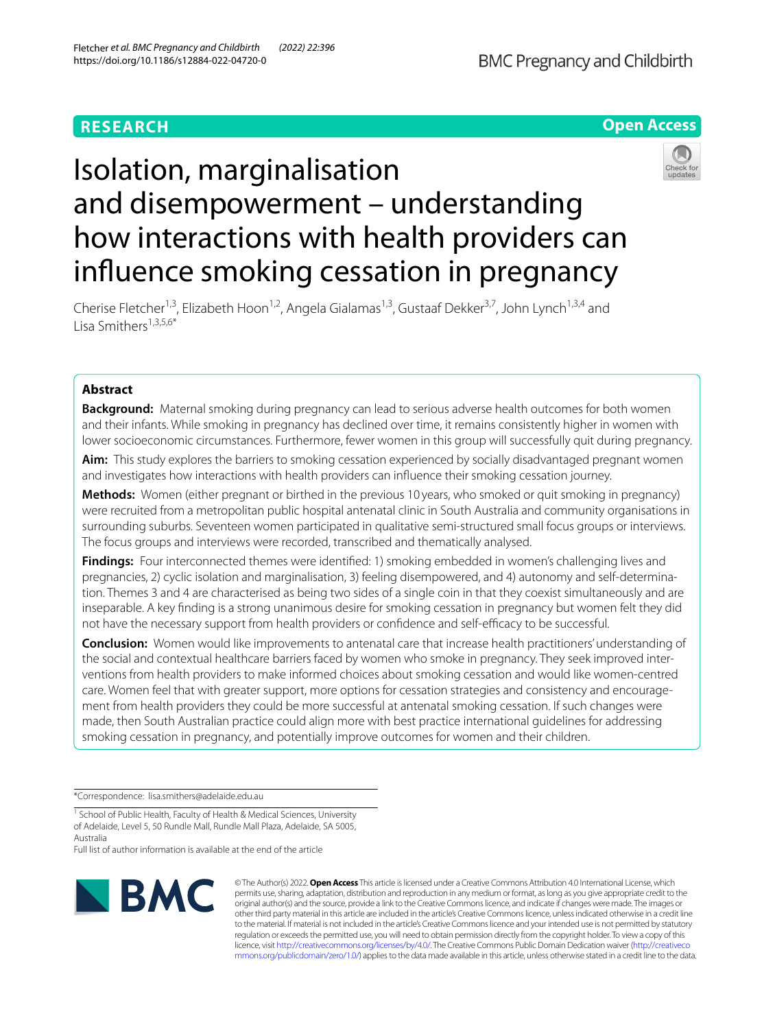RESEARCH

Open Access

# Isolation, marginalisation and disempowerment – understanding how interactions with health providers can influence smoking cessation in pregnancy

Cherise Fletcher[1,3], Elizabeth Hoon[1,2], Angela Gialamas[1,3], Gustaaf Dekker[3,7], John Lynch[1,3,4] and Lisa Smithers[1,3,5,6*]

## Abstract

**Background:** Maternal smoking during pregnancy can lead to serious adverse health outcomes for both women and their infants. While smoking in pregnancy has declined over time, it remains consistently higher in women with lower socioeconomic circumstances. Furthermore, fewer women in this group will successfully quit during pregnancy.

**Aim:** This study explores the barriers to smoking cessation experienced by socially disadvantaged pregnant women and investigates how interactions with health providers can influence their smoking cessation journey.

**Methods:** Women (either pregnant or birthed in the previous 10 years, who smoked or quit smoking in pregnancy) were recruited from a metropolitan public hospital antenatal clinic in South Australia and community organisations in surrounding suburbs. Seventeen women participated in qualitative semi-structured small focus groups or interviews. The focus groups and interviews were recorded, transcribed and thematically analysed.

**Findings:** Four interconnected themes were identified: 1) smoking embedded in women's challenging lives and pregnancies, 2) cyclic isolation and marginalisation, 3) feeling disempowered, and 4) autonomy and self-determination. Themes 3 and 4 are characterised as being two sides of a single coin in that they coexist simultaneously and are inseparable. A key finding is a strong unanimous desire for smoking cessation in pregnancy but women felt they did not have the necessary support from health providers or confidence and self-efficacy to be successful.

**Conclusion:** Women would like improvements to antenatal care that increase health practitioners' understanding of the social and contextual healthcare barriers faced by women who smoke in pregnancy. They seek improved interventions from health providers to make informed choices about smoking cessation and would like women-centred care. Women feel that with greater support, more options for cessation strategies and consistency and encouragement from health providers they could be more successful at antenatal smoking cessation. If such changes were made, then South Australian practice could align more with best practice international guidelines for addressing smoking cessation in pregnancy, and potentially improve outcomes for women and their children.

*Correspondence: lisa.smithers@adelaide.edu.au

[1] School of Public Health, Faculty of Health & Medical Sciences, University of Adelaide, Level 5, 50 Rundle Mall, Rundle Mall Plaza, Adelaide, SA 5005, Australia

Full list of author information is available at the end of the article

© The Author(s) 2022. **Open Access** This article is licensed under a Creative Commons Attribution 4.0 International License, which permits use, sharing, adaptation, distribution and reproduction in any medium or format, as long as you give appropriate credit to the original author(s) and the source, provide a link to the Creative Commons licence, and indicate if changes were made. The images or other third party material in this article are included in the article's Creative Commons licence, unless indicated otherwise in a credit line to the material. If material is not included in the article's Creative Commons licence and your intended use is not permitted by statutory regulation or exceeds the permitted use, you will need to obtain permission directly from the copyright holder. To view a copy of this licence, visit http://creativecommons.org/licenses/by/4.0/. The Creative Commons Public Domain Dedication waiver (http://creativecommons.org/publicdomain/zero/1.0/) applies to the data made available in this article, unless otherwise stated in a credit line to the data.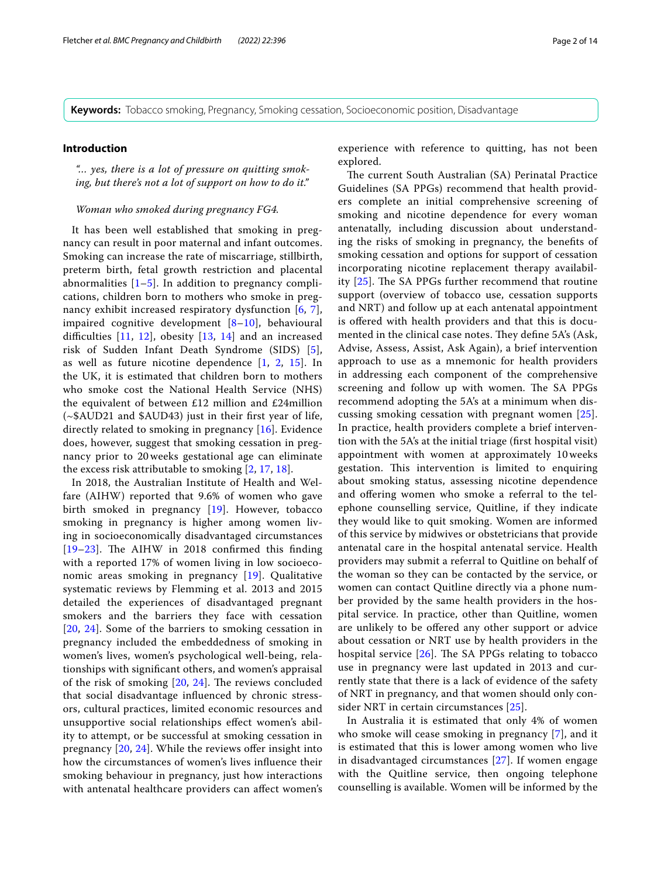**Keywords:** Tobacco smoking, Pregnancy, Smoking cessation, Socioeconomic position, Disadvantage

## Introduction

> *"... yes, there is a lot of pressure on quitting smoking, but there's not a lot of support on how to do it."*
>
> *Woman who smoked during pregnancy FG4.*

It has been well established that smoking in pregnancy can result in poor maternal and infant outcomes. Smoking can increase the rate of miscarriage, stillbirth, preterm birth, fetal growth restriction and placental abnormalities [1–5]. In addition to pregnancy complications, children born to mothers who smoke in pregnancy exhibit increased respiratory dysfunction [6, 7], impaired cognitive development [8–10], behavioural difficulties [11, 12], obesity [13, 14] and an increased risk of Sudden Infant Death Syndrome (SIDS) [5], as well as future nicotine dependence [1, 2, 15]. In the UK, it is estimated that children born to mothers who smoke cost the National Health Service (NHS) the equivalent of between £12 million and £24million (~$AUD21 and $AUD43) just in their first year of life, directly related to smoking in pregnancy [16]. Evidence does, however, suggest that smoking cessation in pregnancy prior to 20 weeks gestational age can eliminate the excess risk attributable to smoking [2, 17, 18].

In 2018, the Australian Institute of Health and Welfare (AIHW) reported that 9.6% of women who gave birth smoked in pregnancy [19]. However, tobacco smoking in pregnancy is higher among women living in socioeconomically disadvantaged circumstances [19–23]. The AIHW in 2018 confirmed this finding with a reported 17% of women living in low socioeconomic areas smoking in pregnancy [19]. Qualitative systematic reviews by Flemming et al. 2013 and 2015 detailed the experiences of disadvantaged pregnant smokers and the barriers they face with cessation [20, 24]. Some of the barriers to smoking cessation in pregnancy included the embeddedness of smoking in women's lives, women's psychological well-being, relationships with significant others, and women's appraisal of the risk of smoking [20, 24]. The reviews concluded that social disadvantage influenced by chronic stressors, cultural practices, limited economic resources and unsupportive social relationships effect women's ability to attempt, or be successful at smoking cessation in pregnancy [20, 24]. While the reviews offer insight into how the circumstances of women's lives influence their smoking behaviour in pregnancy, just how interactions with antenatal healthcare providers can affect women's experience with reference to quitting, has not been explored.

The current South Australian (SA) Perinatal Practice Guidelines (SA PPGs) recommend that health providers complete an initial comprehensive screening of smoking and nicotine dependence for every woman antenatally, including discussion about understanding the risks of smoking in pregnancy, the benefits of smoking cessation and options for support of cessation incorporating nicotine replacement therapy availability [25]. The SA PPGs further recommend that routine support (overview of tobacco use, cessation supports and NRT) and follow up at each antenatal appointment is offered with health providers and that this is documented in the clinical case notes. They define 5A's (Ask, Advise, Assess, Assist, Ask Again), a brief intervention approach to use as a mnemonic for health providers in addressing each component of the comprehensive screening and follow up with women. The SA PPGs recommend adopting the 5A's at a minimum when discussing smoking cessation with pregnant women [25]. In practice, health providers complete a brief intervention with the 5A's at the initial triage (first hospital visit) appointment with women at approximately 10 weeks gestation. This intervention is limited to enquiring about smoking status, assessing nicotine dependence and offering women who smoke a referral to the telephone counselling service, Quitline, if they indicate they would like to quit smoking. Women are informed of this service by midwives or obstetricians that provide antenatal care in the hospital antenatal service. Health providers may submit a referral to Quitline on behalf of the woman so they can be contacted by the service, or women can contact Quitline directly via a phone number provided by the same health providers in the hospital service. In practice, other than Quitline, women are unlikely to be offered any other support or advice about cessation or NRT use by health providers in the hospital service [26]. The SA PPGs relating to tobacco use in pregnancy were last updated in 2013 and currently state that there is a lack of evidence of the safety of NRT in pregnancy, and that women should only consider NRT in certain circumstances [25].

In Australia it is estimated that only 4% of women who smoke will cease smoking in pregnancy [7], and it is estimated that this is lower among women who live in disadvantaged circumstances [27]. If women engage with the Quitline service, then ongoing telephone counselling is available. Women will be informed by the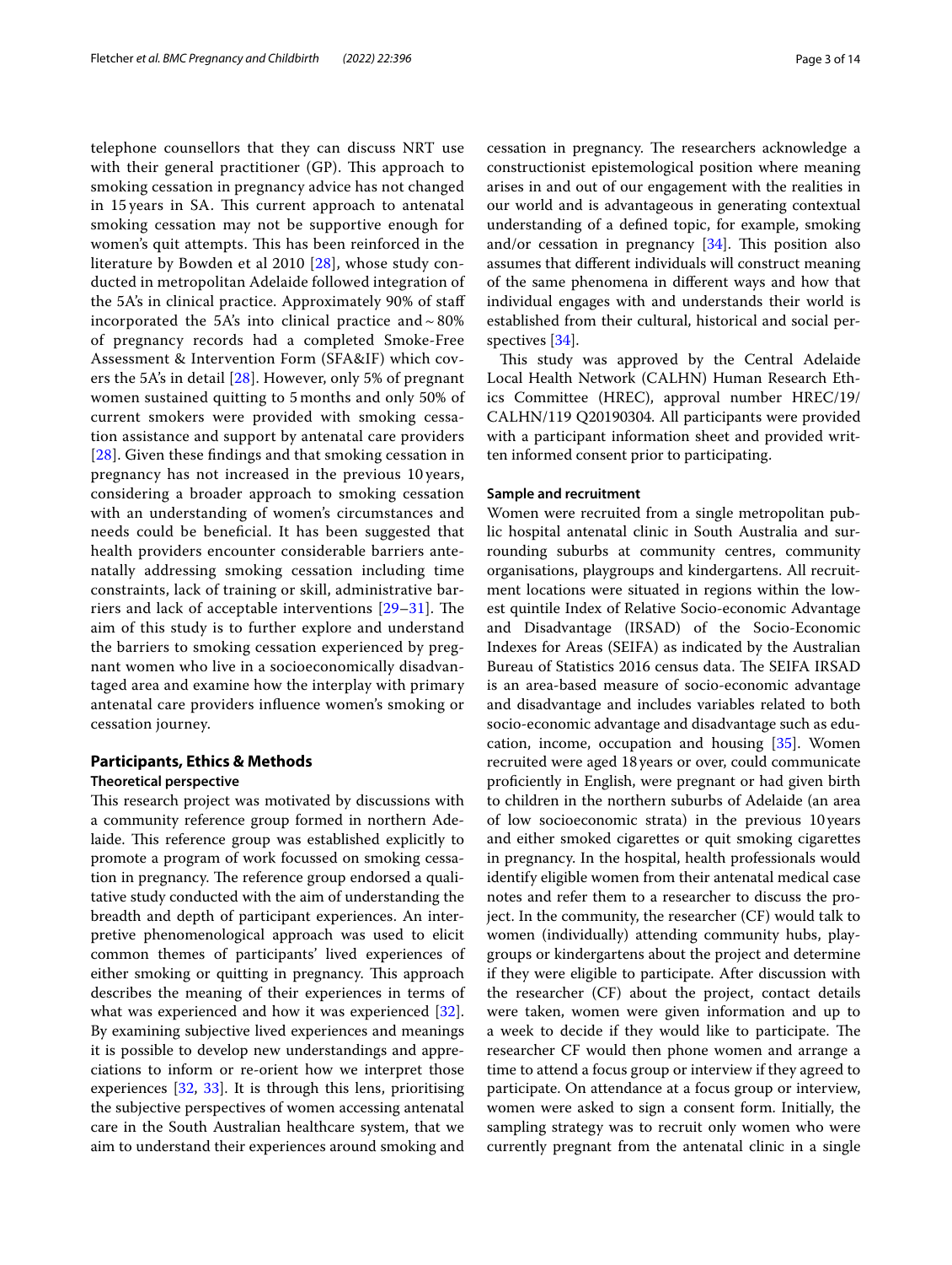telephone counsellors that they can discuss NRT use with their general practitioner (GP). This approach to smoking cessation in pregnancy advice has not changed in 15 years in SA. This current approach to antenatal smoking cessation may not be supportive enough for women's quit attempts. This has been reinforced in the literature by Bowden et al 2010 [28], whose study conducted in metropolitan Adelaide followed integration of the 5A's in clinical practice. Approximately 90% of staff incorporated the 5A's into clinical practice and ~ 80% of pregnancy records had a completed Smoke-Free Assessment & Intervention Form (SFA&IF) which covers the 5A's in detail [28]. However, only 5% of pregnant women sustained quitting to 5 months and only 50% of current smokers were provided with smoking cessation assistance and support by antenatal care providers [28]. Given these findings and that smoking cessation in pregnancy has not increased in the previous 10 years, considering a broader approach to smoking cessation with an understanding of women's circumstances and needs could be beneficial. It has been suggested that health providers encounter considerable barriers antenatally addressing smoking cessation including time constraints, lack of training or skill, administrative barriers and lack of acceptable interventions [29–31]. The aim of this study is to further explore and understand the barriers to smoking cessation experienced by pregnant women who live in a socioeconomically disadvantaged area and examine how the interplay with primary antenatal care providers influence women's smoking or cessation journey.

## Participants, Ethics & Methods

### Theoretical perspective

This research project was motivated by discussions with a community reference group formed in northern Adelaide. This reference group was established explicitly to promote a program of work focussed on smoking cessation in pregnancy. The reference group endorsed a qualitative study conducted with the aim of understanding the breadth and depth of participant experiences. An interpretive phenomenological approach was used to elicit common themes of participants' lived experiences of either smoking or quitting in pregnancy. This approach describes the meaning of their experiences in terms of what was experienced and how it was experienced [32]. By examining subjective lived experiences and meanings it is possible to develop new understandings and appreciations to inform or re-orient how we interpret those experiences [32, 33]. It is through this lens, prioritising the subjective perspectives of women accessing antenatal care in the South Australian healthcare system, that we aim to understand their experiences around smoking and cessation in pregnancy. The researchers acknowledge a constructionist epistemological position where meaning arises in and out of our engagement with the realities in our world and is advantageous in generating contextual understanding of a defined topic, for example, smoking and/or cessation in pregnancy [34]. This position also assumes that different individuals will construct meaning of the same phenomena in different ways and how that individual engages with and understands their world is established from their cultural, historical and social perspectives [34].

This study was approved by the Central Adelaide Local Health Network (CALHN) Human Research Ethics Committee (HREC), approval number HREC/19/CALHN/119 Q20190304. All participants were provided with a participant information sheet and provided written informed consent prior to participating.

### Sample and recruitment

Women were recruited from a single metropolitan public hospital antenatal clinic in South Australia and surrounding suburbs at community centres, community organisations, playgroups and kindergartens. All recruitment locations were situated in regions within the lowest quintile Index of Relative Socio-economic Advantage and Disadvantage (IRSAD) of the Socio-Economic Indexes for Areas (SEIFA) as indicated by the Australian Bureau of Statistics 2016 census data. The SEIFA IRSAD is an area-based measure of socio-economic advantage and disadvantage and includes variables related to both socio-economic advantage and disadvantage such as education, income, occupation and housing [35]. Women recruited were aged 18 years or over, could communicate proficiently in English, were pregnant or had given birth to children in the northern suburbs of Adelaide (an area of low socioeconomic strata) in the previous 10 years and either smoked cigarettes or quit smoking cigarettes in pregnancy. In the hospital, health professionals would identify eligible women from their antenatal medical case notes and refer them to a researcher to discuss the project. In the community, the researcher (CF) would talk to women (individually) attending community hubs, playgroups or kindergartens about the project and determine if they were eligible to participate. After discussion with the researcher (CF) about the project, contact details were taken, women were given information and up to a week to decide if they would like to participate. The researcher CF would then phone women and arrange a time to attend a focus group or interview if they agreed to participate. On attendance at a focus group or interview, women were asked to sign a consent form. Initially, the sampling strategy was to recruit only women who were currently pregnant from the antenatal clinic in a single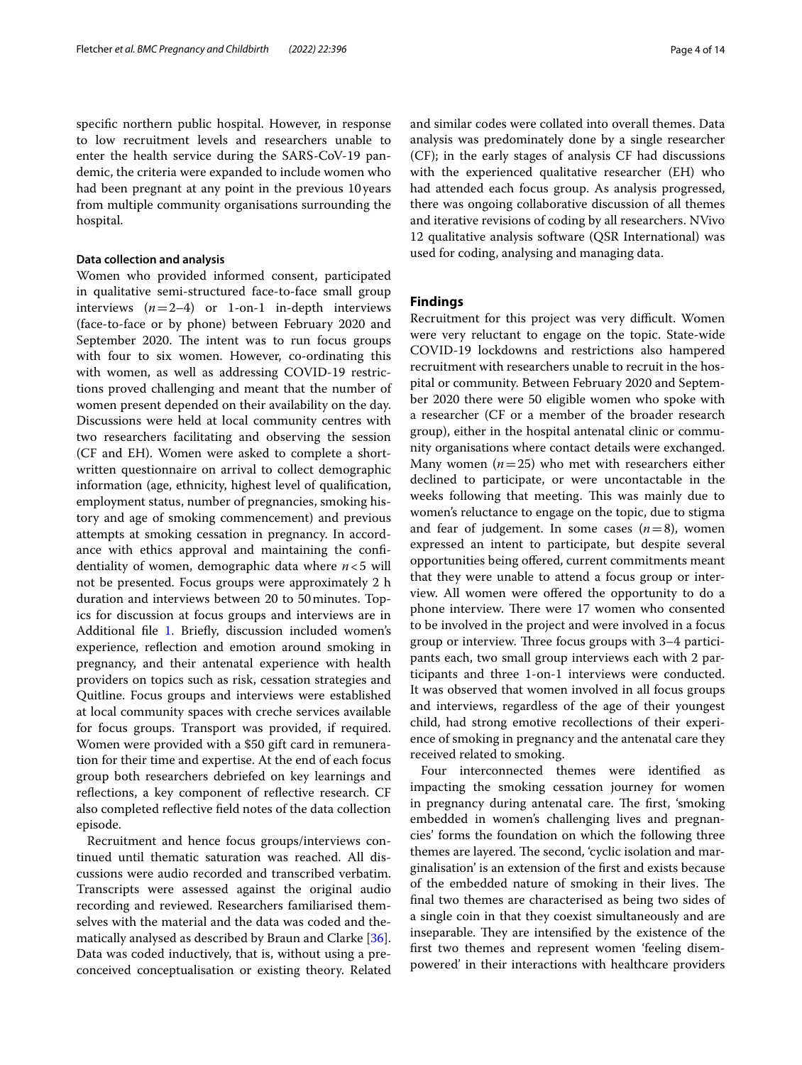specific northern public hospital. However, in response to low recruitment levels and researchers unable to enter the health service during the SARS-CoV-19 pandemic, the criteria were expanded to include women who had been pregnant at any point in the previous 10 years from multiple community organisations surrounding the hospital.

### Data collection and analysis

Women who provided informed consent, participated in qualitative semi-structured face-to-face small group interviews ($n = 2$–$4$) or 1-on-1 in-depth interviews (face-to-face or by phone) between February 2020 and September 2020. The intent was to run focus groups with four to six women. However, co-ordinating this with women, as well as addressing COVID-19 restrictions proved challenging and meant that the number of women present depended on their availability on the day. Discussions were held at local community centres with two researchers facilitating and observing the session (CF and EH). Women were asked to complete a short-written questionnaire on arrival to collect demographic information (age, ethnicity, highest level of qualification, employment status, number of pregnancies, smoking history and age of smoking commencement) and previous attempts at smoking cessation in pregnancy. In accordance with ethics approval and maintaining the confidentiality of women, demographic data where $n < 5$ will not be presented. Focus groups were approximately 2 h duration and interviews between 20 to 50 minutes. Topics for discussion at focus groups and interviews are in Additional file 1. Briefly, discussion included women's experience, reflection and emotion around smoking in pregnancy, and their antenatal experience with health providers on topics such as risk, cessation strategies and Quitline. Focus groups and interviews were established at local community spaces with creche services available for focus groups. Transport was provided, if required. Women were provided with a $50 gift card in remuneration for their time and expertise. At the end of each focus group both researchers debriefed on key learnings and reflections, a key component of reflective research. CF also completed reflective field notes of the data collection episode.

Recruitment and hence focus groups/interviews continued until thematic saturation was reached. All discussions were audio recorded and transcribed verbatim. Transcripts were assessed against the original audio recording and reviewed. Researchers familiarised themselves with the material and the data was coded and thematically analysed as described by Braun and Clarke [36]. Data was coded inductively, that is, without using a preconceived conceptualisation or existing theory. Related and similar codes were collated into overall themes. Data analysis was predominately done by a single researcher (CF); in the early stages of analysis CF had discussions with the experienced qualitative researcher (EH) who had attended each focus group. As analysis progressed, there was ongoing collaborative discussion of all themes and iterative revisions of coding by all researchers. NVivo 12 qualitative analysis software (QSR International) was used for coding, analysing and managing data.

## Findings

Recruitment for this project was very difficult. Women were very reluctant to engage on the topic. State-wide COVID-19 lockdowns and restrictions also hampered recruitment with researchers unable to recruit in the hospital or community. Between February 2020 and September 2020 there were 50 eligible women who spoke with a researcher (CF or a member of the broader research group), either in the hospital antenatal clinic or community organisations where contact details were exchanged. Many women ($n = 25$) who met with researchers either declined to participate, or were uncontactable in the weeks following that meeting. This was mainly due to women's reluctance to engage on the topic, due to stigma and fear of judgement. In some cases ($n = 8$), women expressed an intent to participate, but despite several opportunities being offered, current commitments meant that they were unable to attend a focus group or interview. All women were offered the opportunity to do a phone interview. There were 17 women who consented to be involved in the project and were involved in a focus group or interview. Three focus groups with 3–4 participants each, two small group interviews each with 2 participants and three 1-on-1 interviews were conducted. It was observed that women involved in all focus groups and interviews, regardless of the age of their youngest child, had strong emotive recollections of their experience of smoking in pregnancy and the antenatal care they received related to smoking.

Four interconnected themes were identified as impacting the smoking cessation journey for women in pregnancy during antenatal care. The first, 'smoking embedded in women's challenging lives and pregnancies' forms the foundation on which the following three themes are layered. The second, 'cyclic isolation and marginalisation' is an extension of the first and exists because of the embedded nature of smoking in their lives. The final two themes are characterised as being two sides of a single coin in that they coexist simultaneously and are inseparable. They are intensified by the existence of the first two themes and represent women 'feeling disempowered' in their interactions with healthcare providers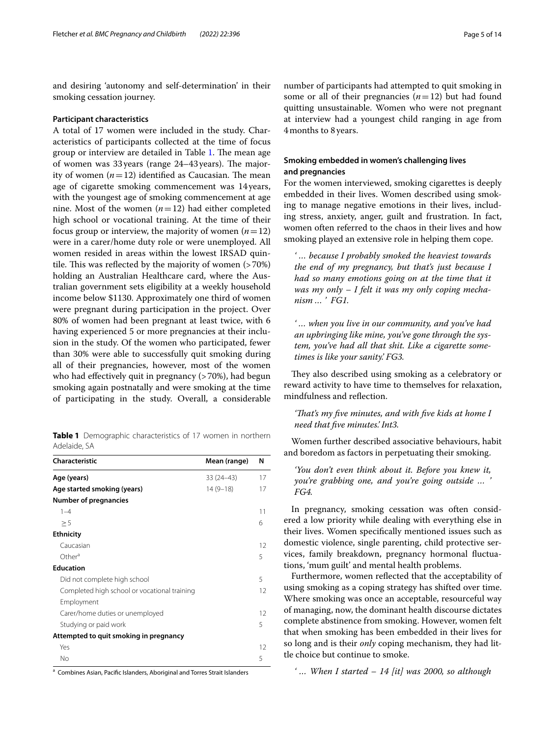and desiring 'autonomy and self-determination' in their smoking cessation journey.

#### Participant characteristics

A total of 17 women were included in the study. Characteristics of participants collected at the time of focus group or interview are detailed in Table 1. The mean age of women was 33 years (range 24–43 years). The majority of women ($n=12$) identified as Caucasian. The mean age of cigarette smoking commencement was 14 years, with the youngest age of smoking commencement at age nine. Most of the women ($n=12$) had either completed high school or vocational training. At the time of their focus group or interview, the majority of women ($n=12$) were in a carer/home duty role or were unemployed. All women resided in areas within the lowest IRSAD quintile. This was reflected by the majority of women (>70%) holding an Australian Healthcare card, where the Australian government sets eligibility at a weekly household income below $1130. Approximately one third of women were pregnant during participation in the project. Over 80% of women had been pregnant at least twice, with 6 having experienced 5 or more pregnancies at their inclusion in the study. Of the women who participated, fewer than 30% were able to successfully quit smoking during all of their pregnancies, however, most of the women who had effectively quit in pregnancy (>70%), had begun smoking again postnatally and were smoking at the time of participating in the study. Overall, a considerable number of participants had attempted to quit smoking in some or all of their pregnancies ($n=12$) but had found quitting unsustainable. Women who were not pregnant at interview had a youngest child ranging in age from 4 months to 8 years.

**Table 1** Demographic characteristics of 17 women in northern Adelaide, SA

| Characteristic | Mean (range) | N |
|---|---|---|
| **Age (years)** | 33 (24–43) | 17 |
| **Age started smoking (years)** | 14 (9–18) | 17 |
| **Number of pregnancies** | | |
| 1–4 | | 11 |
| ≥ 5 | | 6 |
| **Ethnicity** | | |
| Caucasian | | 12 |
| Other[a] | | 5 |
| **Education** | | |
| Did not complete high school | | 5 |
| Completed high school or vocational training | | 12 |
| Employment | | |
| Carer/home duties or unemployed | | 12 |
| Studying or paid work | | 5 |
| **Attempted to quit smoking in pregnancy** | | |
| Yes | | 12 |
| No | | 5 |

[a] Combines Asian, Pacific Islanders, Aboriginal and Torres Strait Islanders

#### Smoking embedded in women's challenging lives and pregnancies

For the women interviewed, smoking cigarettes is deeply embedded in their lives. Women described using smoking to manage negative emotions in their lives, including stress, anxiety, anger, guilt and frustration. In fact, women often referred to the chaos in their lives and how smoking played an extensive role in helping them cope.

> *' … because I probably smoked the heaviest towards the end of my pregnancy, but that's just because I had so many emotions going on at the time that it was my only – I felt it was my only coping mechanism … ' FG1.*

> *' … when you live in our community, and you've had an upbringing like mine, you've gone through the system, you've had all that shit. Like a cigarette sometimes is like your sanity.' FG3.*

They also described using smoking as a celebratory or reward activity to have time to themselves for relaxation, mindfulness and reflection.

> *'That's my five minutes, and with five kids at home I need that five minutes.' Int3.*

Women further described associative behaviours, habit and boredom as factors in perpetuating their smoking.

> *'You don't even think about it. Before you knew it, you're grabbing one, and you're going outside … ' FG4.*

In pregnancy, smoking cessation was often considered a low priority while dealing with everything else in their lives. Women specifically mentioned issues such as domestic violence, single parenting, child protective services, family breakdown, pregnancy hormonal fluctuations, 'mum guilt' and mental health problems.

Furthermore, women reflected that the acceptability of using smoking as a coping strategy has shifted over time. Where smoking was once an acceptable, resourceful way of managing, now, the dominant health discourse dictates complete abstinence from smoking. However, women felt that when smoking has been embedded in their lives for so long and is their *only* coping mechanism, they had little choice but continue to smoke.

> *' … When I started – 14 [it] was 2000, so although*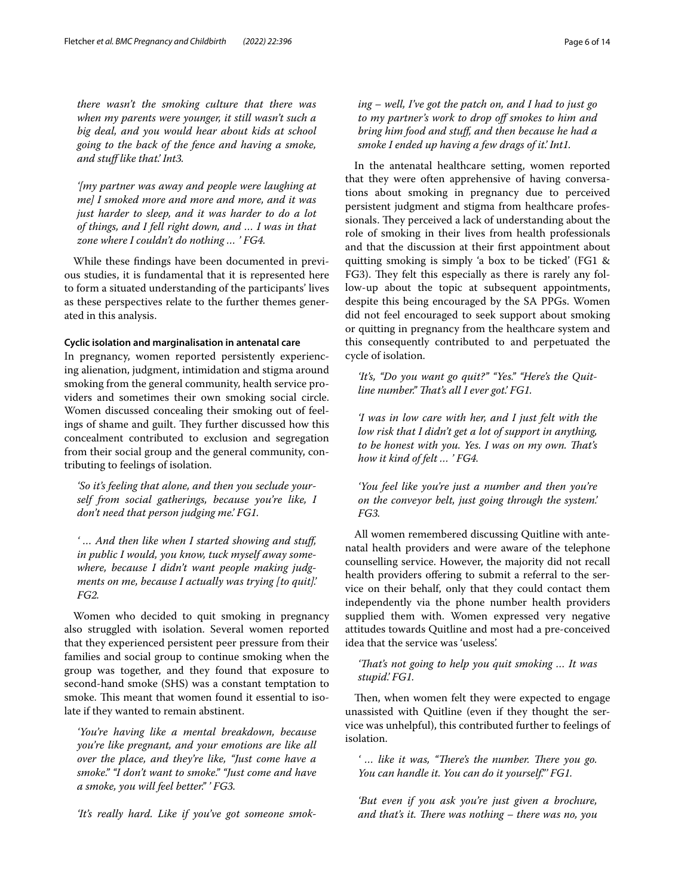*there wasn't the smoking culture that there was when my parents were younger, it still wasn't such a big deal, and you would hear about kids at school going to the back of the fence and having a smoke, and stuff like that.' Int3.*

*'[my partner was away and people were laughing at me] I smoked more and more and more, and it was just harder to sleep, and it was harder to do a lot of things, and I fell right down, and … I was in that zone where I couldn't do nothing … ' FG4.*

While these findings have been documented in previous studies, it is fundamental that it is represented here to form a situated understanding of the participants' lives as these perspectives relate to the further themes generated in this analysis.

#### Cyclic isolation and marginalisation in antenatal care

In pregnancy, women reported persistently experiencing alienation, judgment, intimidation and stigma around smoking from the general community, health service providers and sometimes their own smoking social circle. Women discussed concealing their smoking out of feelings of shame and guilt. They further discussed how this concealment contributed to exclusion and segregation from their social group and the general community, contributing to feelings of isolation.

*'So it's feeling that alone, and then you seclude yourself from social gatherings, because you're like, I don't need that person judging me.' FG1.*

*' … And then like when I started showing and stuff, in public I would, you know, tuck myself away somewhere, because I didn't want people making judgments on me, because I actually was trying [to quit].' FG2.*

Women who decided to quit smoking in pregnancy also struggled with isolation. Several women reported that they experienced persistent peer pressure from their families and social group to continue smoking when the group was together, and they found that exposure to second-hand smoke (SHS) was a constant temptation to smoke. This meant that women found it essential to isolate if they wanted to remain abstinent.

*'You're having like a mental breakdown, because you're like pregnant, and your emotions are like all over the place, and they're like, "Just come have a smoke." "I don't want to smoke." "Just come and have a smoke, you will feel better." ' FG3.*

*'It's really hard. Like if you've got someone smoking – well, I've got the patch on, and I had to just go to my partner's work to drop off smokes to him and bring him food and stuff, and then because he had a smoke I ended up having a few drags of it.' Int1.*

In the antenatal healthcare setting, women reported that they were often apprehensive of having conversations about smoking in pregnancy due to perceived persistent judgment and stigma from healthcare professionals. They perceived a lack of understanding about the role of smoking in their lives from health professionals and that the discussion at their first appointment about quitting smoking is simply 'a box to be ticked' (FG1 & FG3). They felt this especially as there is rarely any follow-up about the topic at subsequent appointments, despite this being encouraged by the SA PPGs. Women did not feel encouraged to seek support about smoking or quitting in pregnancy from the healthcare system and this consequently contributed to and perpetuated the cycle of isolation.

*'It's, "Do you want go quit?" "Yes." "Here's the Quitline number." That's all I ever got.' FG1.*

*'I was in low care with her, and I just felt with the low risk that I didn't get a lot of support in anything, to be honest with you. Yes. I was on my own. That's how it kind of felt … ' FG4.*

*'You feel like you're just a number and then you're on the conveyor belt, just going through the system.' FG3.*

All women remembered discussing Quitline with antenatal health providers and were aware of the telephone counselling service. However, the majority did not recall health providers offering to submit a referral to the service on their behalf, only that they could contact them independently via the phone number health providers supplied them with. Women expressed very negative attitudes towards Quitline and most had a pre-conceived idea that the service was 'useless'.

*'That's not going to help you quit smoking … It was stupid.' FG1.*

Then, when women felt they were expected to engage unassisted with Quitline (even if they thought the service was unhelpful), this contributed further to feelings of isolation.

*' … like it was, "There's the number. There you go. You can handle it. You can do it yourself."' FG1.*

*'But even if you ask you're just given a brochure, and that's it. There was nothing – there was no, you*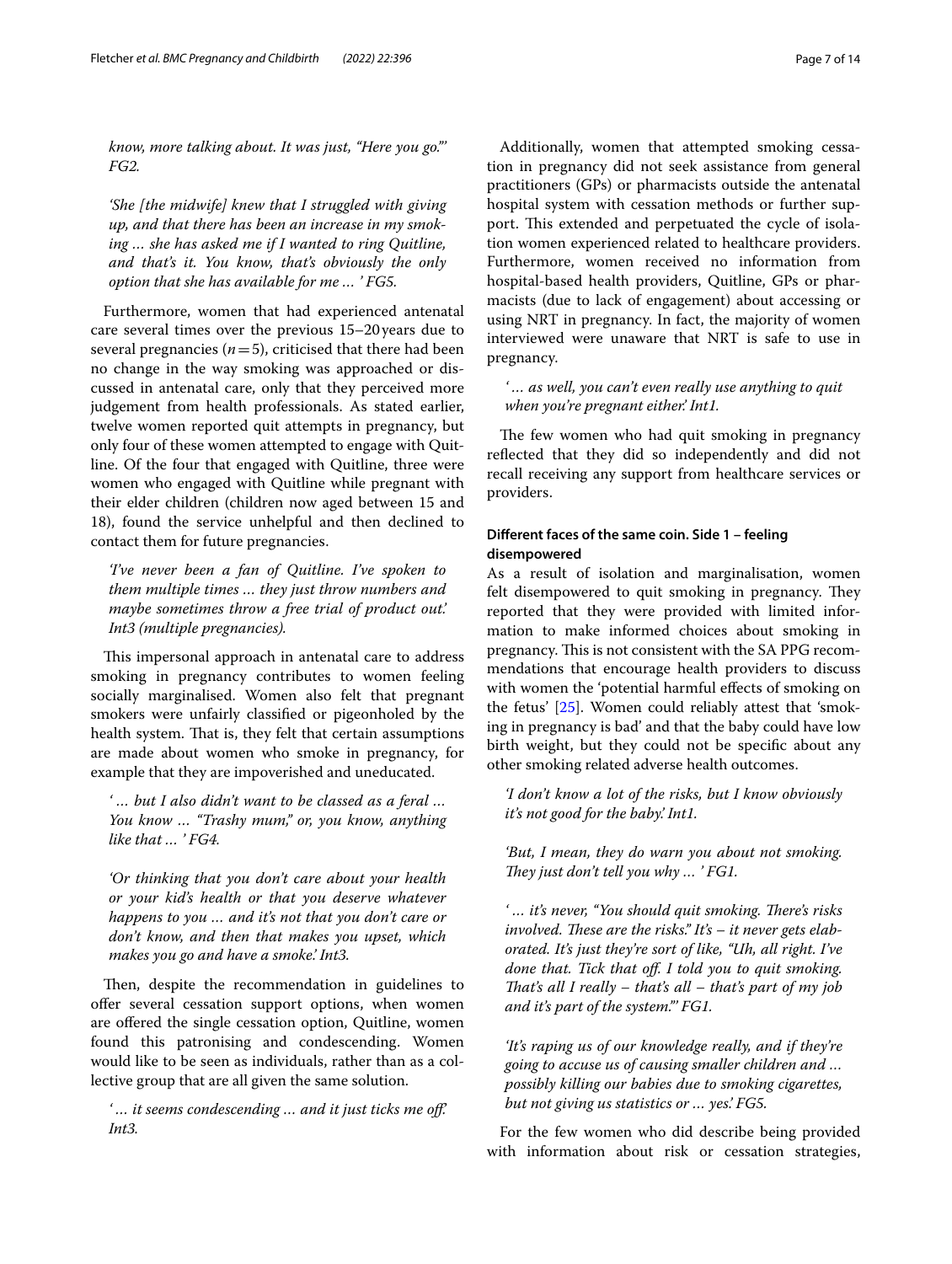*know, more talking about. It was just, "Here you go."' FG2.*

*'She [the midwife] knew that I struggled with giving up, and that there has been an increase in my smoking … she has asked me if I wanted to ring Quitline, and that's it. You know, that's obviously the only option that she has available for me … ' FG5.*

Furthermore, women that had experienced antenatal care several times over the previous 15–20 years due to several pregnancies ($n = 5$), criticised that there had been no change in the way smoking was approached or discussed in antenatal care, only that they perceived more judgement from health professionals. As stated earlier, twelve women reported quit attempts in pregnancy, but only four of these women attempted to engage with Quitline. Of the four that engaged with Quitline, three were women who engaged with Quitline while pregnant with their elder children (children now aged between 15 and 18), found the service unhelpful and then declined to contact them for future pregnancies.

*'I've never been a fan of Quitline. I've spoken to them multiple times … they just throw numbers and maybe sometimes throw a free trial of product out.' Int3 (multiple pregnancies).*

This impersonal approach in antenatal care to address smoking in pregnancy contributes to women feeling socially marginalised. Women also felt that pregnant smokers were unfairly classified or pigeonholed by the health system. That is, they felt that certain assumptions are made about women who smoke in pregnancy, for example that they are impoverished and uneducated.

*' … but I also didn't want to be classed as a feral … You know … "Trashy mum," or, you know, anything like that … ' FG4.*

*'Or thinking that you don't care about your health or your kid's health or that you deserve whatever happens to you … and it's not that you don't care or don't know, and then that makes you upset, which makes you go and have a smoke.' Int3.*

Then, despite the recommendation in guidelines to offer several cessation support options, when women are offered the single cessation option, Quitline, women found this patronising and condescending. Women would like to be seen as individuals, rather than as a collective group that are all given the same solution.

*' … it seems condescending … and it just ticks me off.' Int3.*

Additionally, women that attempted smoking cessation in pregnancy did not seek assistance from general practitioners (GPs) or pharmacists outside the antenatal hospital system with cessation methods or further support. This extended and perpetuated the cycle of isolation women experienced related to healthcare providers. Furthermore, women received no information from hospital-based health providers, Quitline, GPs or pharmacists (due to lack of engagement) about accessing or using NRT in pregnancy. In fact, the majority of women interviewed were unaware that NRT is safe to use in pregnancy.

*' … as well, you can't even really use anything to quit when you're pregnant either.' Int1.*

The few women who had quit smoking in pregnancy reflected that they did so independently and did not recall receiving any support from healthcare services or providers.

#### Different faces of the same coin. Side 1 – feeling disempowered

As a result of isolation and marginalisation, women felt disempowered to quit smoking in pregnancy. They reported that they were provided with limited information to make informed choices about smoking in pregnancy. This is not consistent with the SA PPG recommendations that encourage health providers to discuss with women the 'potential harmful effects of smoking on the fetus' [25]. Women could reliably attest that 'smoking in pregnancy is bad' and that the baby could have low birth weight, but they could not be specific about any other smoking related adverse health outcomes.

*'I don't know a lot of the risks, but I know obviously it's not good for the baby.' Int1.*

*'But, I mean, they do warn you about not smoking. They just don't tell you why … ' FG1.*

*' … it's never, "You should quit smoking. There's risks involved. These are the risks." It's – it never gets elaborated. It's just they're sort of like, "Uh, all right. I've done that. Tick that off. I told you to quit smoking. That's all I really – that's all – that's part of my job and it's part of the system."' FG1.*

*'It's raping us of our knowledge really, and if they're going to accuse us of causing smaller children and … possibly killing our babies due to smoking cigarettes, but not giving us statistics or … yes.' FG5.*

For the few women who did describe being provided with information about risk or cessation strategies,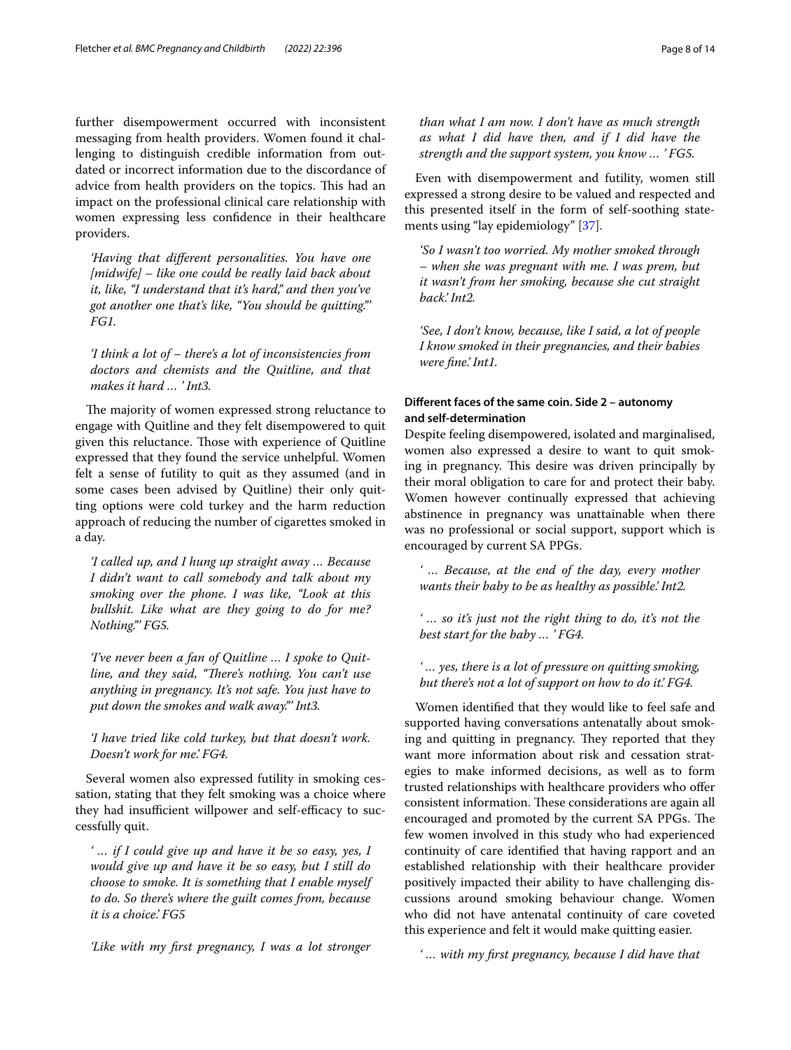further disempowerment occurred with inconsistent messaging from health providers. Women found it challenging to distinguish credible information from outdated or incorrect information due to the discordance of advice from health providers on the topics. This had an impact on the professional clinical care relationship with women expressing less confidence in their healthcare providers.

> *'Having that different personalities. You have one [midwife] – like one could be really laid back about it, like, "I understand that it's hard," and then you've got another one that's like, "You should be quitting."' FG1.*

> *'I think a lot of – there's a lot of inconsistencies from doctors and chemists and the Quitline, and that makes it hard … ' Int3.*

The majority of women expressed strong reluctance to engage with Quitline and they felt disempowered to quit given this reluctance. Those with experience of Quitline expressed that they found the service unhelpful. Women felt a sense of futility to quit as they assumed (and in some cases been advised by Quitline) their only quitting options were cold turkey and the harm reduction approach of reducing the number of cigarettes smoked in a day.

> *'I called up, and I hung up straight away … Because I didn't want to call somebody and talk about my smoking over the phone. I was like, "Look at this bullshit. Like what are they going to do for me? Nothing."' FG5.*

> *'I've never been a fan of Quitline … I spoke to Quitline, and they said, "There's nothing. You can't use anything in pregnancy. It's not safe. You just have to put down the smokes and walk away."' Int3.*

> *'I have tried like cold turkey, but that doesn't work. Doesn't work for me.' FG4.*

Several women also expressed futility in smoking cessation, stating that they felt smoking was a choice where they had insufficient willpower and self-efficacy to successfully quit.

> *' … if I could give up and have it be so easy, yes, I would give up and have it be so easy, but I still do choose to smoke. It is something that I enable myself to do. So there's where the guilt comes from, because it is a choice.' FG5*

> *'Like with my first pregnancy, I was a lot stronger than what I am now. I don't have as much strength as what I did have then, and if I did have the strength and the support system, you know … ' FG5.*

Even with disempowerment and futility, women still expressed a strong desire to be valued and respected and this presented itself in the form of self-soothing statements using "lay epidemiology" [37].

> *'So I wasn't too worried. My mother smoked through – when she was pregnant with me. I was prem, but it wasn't from her smoking, because she cut straight back.' Int2.*

> *'See, I don't know, because, like I said, a lot of people I know smoked in their pregnancies, and their babies were fine.' Int1.*

### Different faces of the same coin. Side 2 – autonomy and self-determination

Despite feeling disempowered, isolated and marginalised, women also expressed a desire to want to quit smoking in pregnancy. This desire was driven principally by their moral obligation to care for and protect their baby. Women however continually expressed that achieving abstinence in pregnancy was unattainable when there was no professional or social support, support which is encouraged by current SA PPGs.

> *' … Because, at the end of the day, every mother wants their baby to be as healthy as possible.' Int2.*

> *' … so it's just not the right thing to do, it's not the best start for the baby … ' FG4.*

> *' … yes, there is a lot of pressure on quitting smoking, but there's not a lot of support on how to do it.' FG4.*

Women identified that they would like to feel safe and supported having conversations antenatally about smoking and quitting in pregnancy. They reported that they want more information about risk and cessation strategies to make informed decisions, as well as to form trusted relationships with healthcare providers who offer consistent information. These considerations are again all encouraged and promoted by the current SA PPGs. The few women involved in this study who had experienced continuity of care identified that having rapport and an established relationship with their healthcare provider positively impacted their ability to have challenging discussions around smoking behaviour change. Women who did not have antenatal continuity of care coveted this experience and felt it would make quitting easier.

> *' … with my first pregnancy, because I did have that*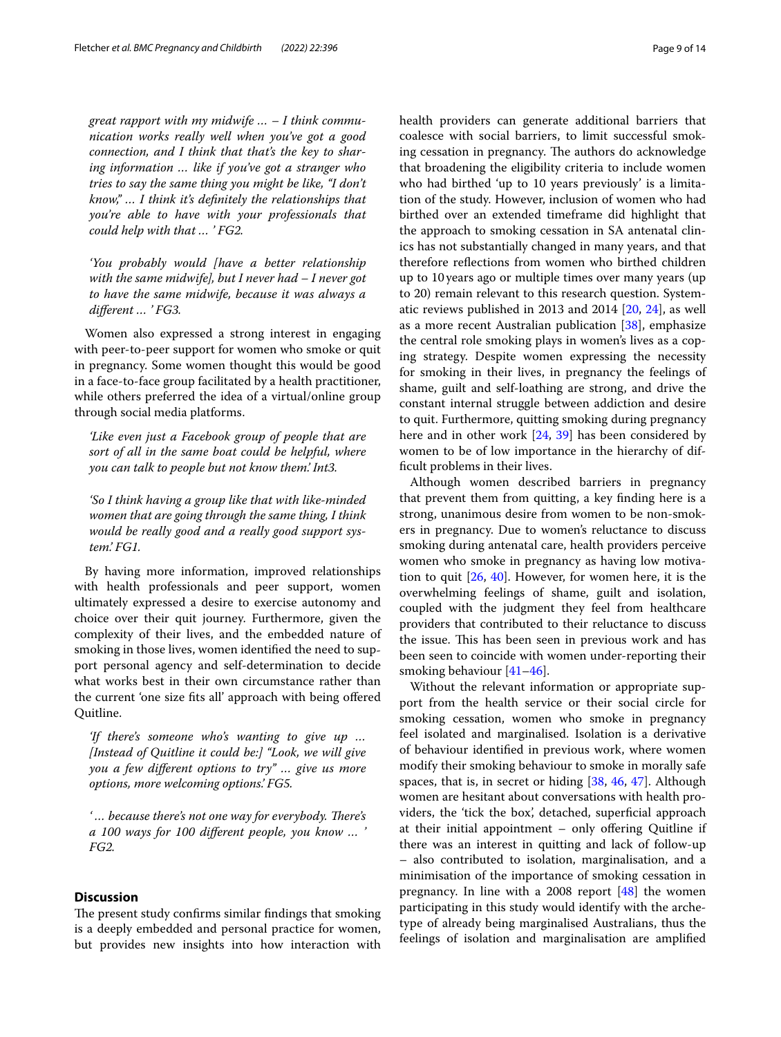*great rapport with my midwife … – I think communication works really well when you've got a good connection, and I think that that's the key to sharing information … like if you've got a stranger who tries to say the same thing you might be like, "I don't know," … I think it's definitely the relationships that you're able to have with your professionals that could help with that … ' FG2.*

*'You probably would [have a better relationship with the same midwife], but I never had – I never got to have the same midwife, because it was always a different … ' FG3.*

Women also expressed a strong interest in engaging with peer-to-peer support for women who smoke or quit in pregnancy. Some women thought this would be good in a face-to-face group facilitated by a health practitioner, while others preferred the idea of a virtual/online group through social media platforms.

*'Like even just a Facebook group of people that are sort of all in the same boat could be helpful, where you can talk to people but not know them.' Int3.*

*'So I think having a group like that with like-minded women that are going through the same thing, I think would be really good and a really good support system.' FG1.*

By having more information, improved relationships with health professionals and peer support, women ultimately expressed a desire to exercise autonomy and choice over their quit journey. Furthermore, given the complexity of their lives, and the embedded nature of smoking in those lives, women identified the need to support personal agency and self-determination to decide what works best in their own circumstance rather than the current 'one size fits all' approach with being offered Quitline.

*'If there's someone who's wanting to give up … [Instead of Quitline it could be:] "Look, we will give you a few different options to try" … give us more options, more welcoming options.' FG5.*

*'… because there's not one way for everybody. There's a 100 ways for 100 different people, you know … ' FG2.*

## Discussion

The present study confirms similar findings that smoking is a deeply embedded and personal practice for women, but provides new insights into how interaction with health providers can generate additional barriers that coalesce with social barriers, to limit successful smoking cessation in pregnancy. The authors do acknowledge that broadening the eligibility criteria to include women who had birthed 'up to 10 years previously' is a limitation of the study. However, inclusion of women who had birthed over an extended timeframe did highlight that the approach to smoking cessation in SA antenatal clinics has not substantially changed in many years, and that therefore reflections from women who birthed children up to 10 years ago or multiple times over many years (up to 20) remain relevant to this research question. Systematic reviews published in 2013 and 2014 [20, 24], as well as a more recent Australian publication [38], emphasize the central role smoking plays in women's lives as a coping strategy. Despite women expressing the necessity for smoking in their lives, in pregnancy the feelings of shame, guilt and self-loathing are strong, and drive the constant internal struggle between addiction and desire to quit. Furthermore, quitting smoking during pregnancy here and in other work [24, 39] has been considered by women to be of low importance in the hierarchy of difficult problems in their lives.

Although women described barriers in pregnancy that prevent them from quitting, a key finding here is a strong, unanimous desire from women to be non-smokers in pregnancy. Due to women's reluctance to discuss smoking during antenatal care, health providers perceive women who smoke in pregnancy as having low motivation to quit [26, 40]. However, for women here, it is the overwhelming feelings of shame, guilt and isolation, coupled with the judgment they feel from healthcare providers that contributed to their reluctance to discuss the issue. This has been seen in previous work and has been seen to coincide with women under-reporting their smoking behaviour [41–46].

Without the relevant information or appropriate support from the health service or their social circle for smoking cessation, women who smoke in pregnancy feel isolated and marginalised. Isolation is a derivative of behaviour identified in previous work, where women modify their smoking behaviour to smoke in morally safe spaces, that is, in secret or hiding [38, 46, 47]. Although women are hesitant about conversations with health providers, the 'tick the box', detached, superficial approach at their initial appointment – only offering Quitline if there was an interest in quitting and lack of follow-up – also contributed to isolation, marginalisation, and a minimisation of the importance of smoking cessation in pregnancy. In line with a 2008 report [48] the women participating in this study would identify with the archetype of already being marginalised Australians, thus the feelings of isolation and marginalisation are amplified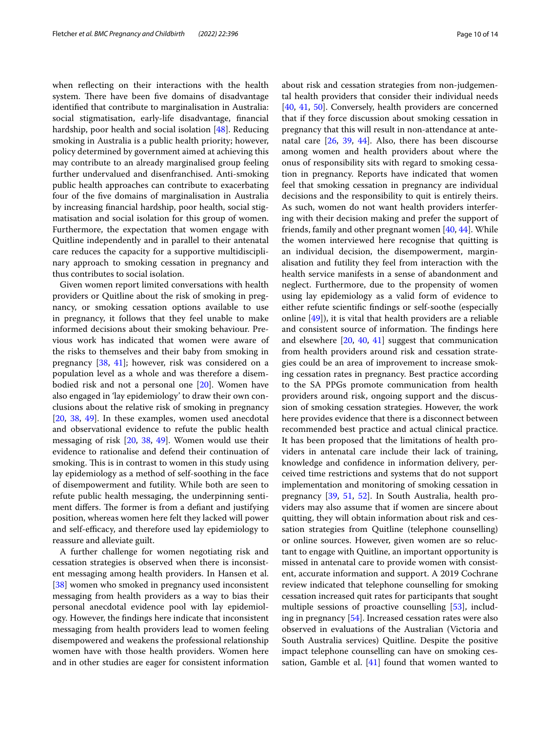when reflecting on their interactions with the health system. There have been five domains of disadvantage identified that contribute to marginalisation in Australia: social stigmatisation, early-life disadvantage, financial hardship, poor health and social isolation [48]. Reducing smoking in Australia is a public health priority; however, policy determined by government aimed at achieving this may contribute to an already marginalised group feeling further undervalued and disenfranchised. Anti-smoking public health approaches can contribute to exacerbating four of the five domains of marginalisation in Australia by increasing financial hardship, poor health, social stigmatisation and social isolation for this group of women. Furthermore, the expectation that women engage with Quitline independently and in parallel to their antenatal care reduces the capacity for a supportive multidisciplinary approach to smoking cessation in pregnancy and thus contributes to social isolation.

Given women report limited conversations with health providers or Quitline about the risk of smoking in pregnancy, or smoking cessation options available to use in pregnancy, it follows that they feel unable to make informed decisions about their smoking behaviour. Previous work has indicated that women were aware of the risks to themselves and their baby from smoking in pregnancy [38, 41]; however, risk was considered on a population level as a whole and was therefore a disembodied risk and not a personal one [20]. Women have also engaged in 'lay epidemiology' to draw their own conclusions about the relative risk of smoking in pregnancy [20, 38, 49]. In these examples, women used anecdotal and observational evidence to refute the public health messaging of risk [20, 38, 49]. Women would use their evidence to rationalise and defend their continuation of smoking. This is in contrast to women in this study using lay epidemiology as a method of self-soothing in the face of disempowerment and futility. While both are seen to refute public health messaging, the underpinning sentiment differs. The former is from a defiant and justifying position, whereas women here felt they lacked will power and self-efficacy, and therefore used lay epidemiology to reassure and alleviate guilt.

A further challenge for women negotiating risk and cessation strategies is observed when there is inconsistent messaging among health providers. In Hansen et al. [38] women who smoked in pregnancy used inconsistent messaging from health providers as a way to bias their personal anecdotal evidence pool with lay epidemiology. However, the findings here indicate that inconsistent messaging from health providers lead to women feeling disempowered and weakens the professional relationship women have with those health providers. Women here and in other studies are eager for consistent information about risk and cessation strategies from non-judgemental health providers that consider their individual needs [40, 41, 50]. Conversely, health providers are concerned that if they force discussion about smoking cessation in pregnancy that this will result in non-attendance at antenatal care [26, 39, 44]. Also, there has been discourse among women and health providers about where the onus of responsibility sits with regard to smoking cessation in pregnancy. Reports have indicated that women feel that smoking cessation in pregnancy are individual decisions and the responsibility to quit is entirely theirs. As such, women do not want health providers interfering with their decision making and prefer the support of friends, family and other pregnant women [40, 44]. While the women interviewed here recognise that quitting is an individual decision, the disempowerment, marginalisation and futility they feel from interaction with the health service manifests in a sense of abandonment and neglect. Furthermore, due to the propensity of women using lay epidemiology as a valid form of evidence to either refute scientific findings or self-soothe (especially online [49]), it is vital that health providers are a reliable and consistent source of information. The findings here and elsewhere [20, 40, 41] suggest that communication from health providers around risk and cessation strategies could be an area of improvement to increase smoking cessation rates in pregnancy. Best practice according to the SA PPGs promote communication from health providers around risk, ongoing support and the discussion of smoking cessation strategies. However, the work here provides evidence that there is a disconnect between recommended best practice and actual clinical practice. It has been proposed that the limitations of health providers in antenatal care include their lack of training, knowledge and confidence in information delivery, perceived time restrictions and systems that do not support implementation and monitoring of smoking cessation in pregnancy [39, 51, 52]. In South Australia, health providers may also assume that if women are sincere about quitting, they will obtain information about risk and cessation strategies from Quitline (telephone counselling) or online sources. However, given women are so reluctant to engage with Quitline, an important opportunity is missed in antenatal care to provide women with consistent, accurate information and support. A 2019 Cochrane review indicated that telephone counselling for smoking cessation increased quit rates for participants that sought multiple sessions of proactive counselling [53], including in pregnancy [54]. Increased cessation rates were also observed in evaluations of the Australian (Victoria and South Australia services) Quitline. Despite the positive impact telephone counselling can have on smoking cessation, Gamble et al. [41] found that women wanted to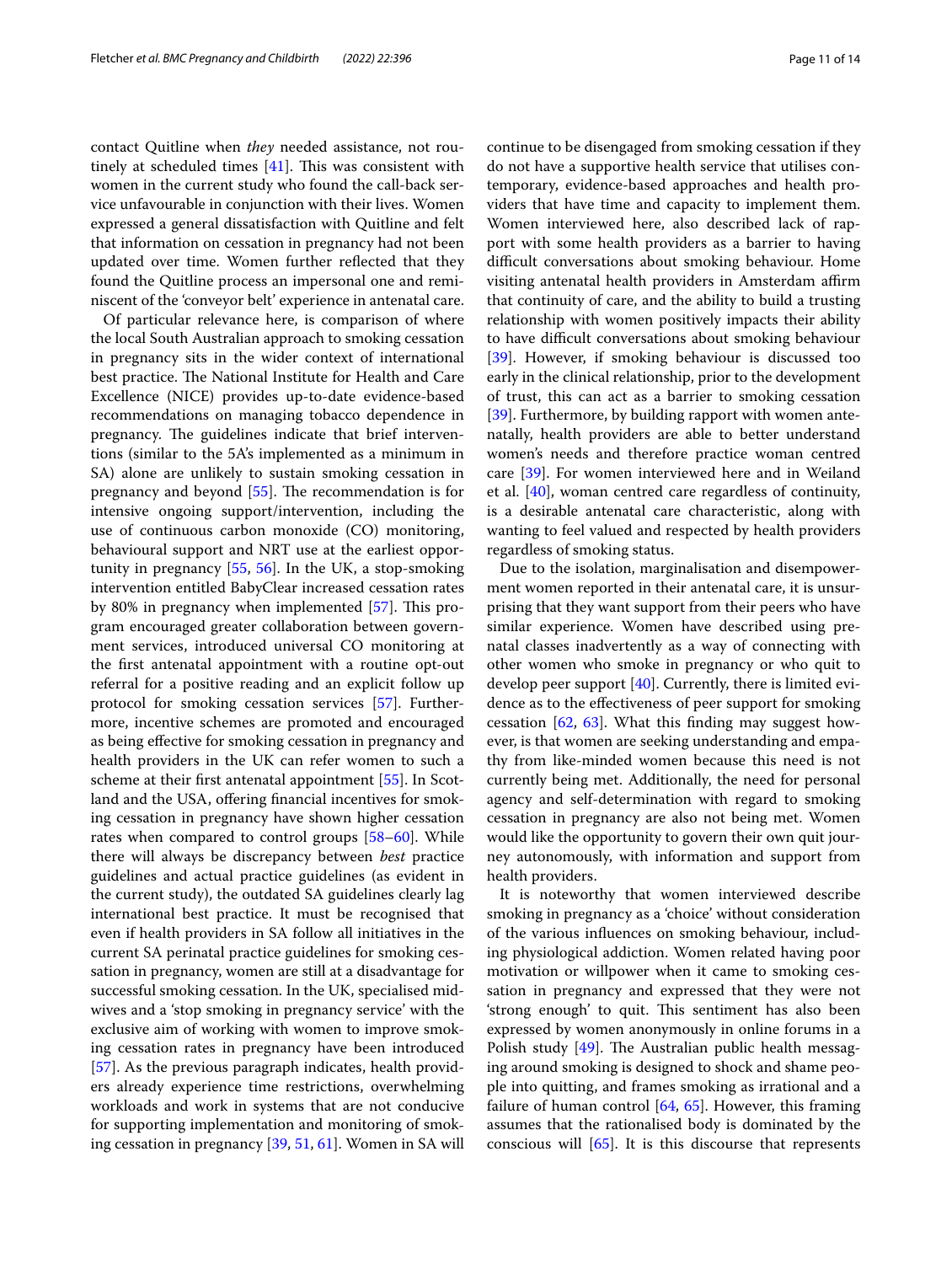contact Quitline when *they* needed assistance, not routinely at scheduled times [41]. This was consistent with women in the current study who found the call-back service unfavourable in conjunction with their lives. Women expressed a general dissatisfaction with Quitline and felt that information on cessation in pregnancy had not been updated over time. Women further reflected that they found the Quitline process an impersonal one and reminiscent of the 'conveyor belt' experience in antenatal care.

Of particular relevance here, is comparison of where the local South Australian approach to smoking cessation in pregnancy sits in the wider context of international best practice. The National Institute for Health and Care Excellence (NICE) provides up-to-date evidence-based recommendations on managing tobacco dependence in pregnancy. The guidelines indicate that brief interventions (similar to the 5A's implemented as a minimum in SA) alone are unlikely to sustain smoking cessation in pregnancy and beyond [55]. The recommendation is for intensive ongoing support/intervention, including the use of continuous carbon monoxide (CO) monitoring, behavioural support and NRT use at the earliest opportunity in pregnancy [55, 56]. In the UK, a stop-smoking intervention entitled BabyClear increased cessation rates by 80% in pregnancy when implemented [57]. This program encouraged greater collaboration between government services, introduced universal CO monitoring at the first antenatal appointment with a routine opt-out referral for a positive reading and an explicit follow up protocol for smoking cessation services [57]. Furthermore, incentive schemes are promoted and encouraged as being effective for smoking cessation in pregnancy and health providers in the UK can refer women to such a scheme at their first antenatal appointment [55]. In Scotland and the USA, offering financial incentives for smoking cessation in pregnancy have shown higher cessation rates when compared to control groups [58–60]. While there will always be discrepancy between *best* practice guidelines and actual practice guidelines (as evident in the current study), the outdated SA guidelines clearly lag international best practice. It must be recognised that even if health providers in SA follow all initiatives in the current SA perinatal practice guidelines for smoking cessation in pregnancy, women are still at a disadvantage for successful smoking cessation. In the UK, specialised midwives and a 'stop smoking in pregnancy service' with the exclusive aim of working with women to improve smoking cessation rates in pregnancy have been introduced [57]. As the previous paragraph indicates, health providers already experience time restrictions, overwhelming workloads and work in systems that are not conducive for supporting implementation and monitoring of smoking cessation in pregnancy [39, 51, 61]. Women in SA will continue to be disengaged from smoking cessation if they do not have a supportive health service that utilises contemporary, evidence-based approaches and health providers that have time and capacity to implement them. Women interviewed here, also described lack of rapport with some health providers as a barrier to having difficult conversations about smoking behaviour. Home visiting antenatal health providers in Amsterdam affirm that continuity of care, and the ability to build a trusting relationship with women positively impacts their ability to have difficult conversations about smoking behaviour [39]. However, if smoking behaviour is discussed too early in the clinical relationship, prior to the development of trust, this can act as a barrier to smoking cessation [39]. Furthermore, by building rapport with women antenatally, health providers are able to better understand women's needs and therefore practice woman centred care [39]. For women interviewed here and in Weiland et al. [40], woman centred care regardless of continuity, is a desirable antenatal care characteristic, along with wanting to feel valued and respected by health providers regardless of smoking status.

Due to the isolation, marginalisation and disempowerment women reported in their antenatal care, it is unsurprising that they want support from their peers who have similar experience. Women have described using prenatal classes inadvertently as a way of connecting with other women who smoke in pregnancy or who quit to develop peer support [40]. Currently, there is limited evidence as to the effectiveness of peer support for smoking cessation [62, 63]. What this finding may suggest however, is that women are seeking understanding and empathy from like-minded women because this need is not currently being met. Additionally, the need for personal agency and self-determination with regard to smoking cessation in pregnancy are also not being met. Women would like the opportunity to govern their own quit journey autonomously, with information and support from health providers.

It is noteworthy that women interviewed describe smoking in pregnancy as a 'choice' without consideration of the various influences on smoking behaviour, including physiological addiction. Women related having poor motivation or willpower when it came to smoking cessation in pregnancy and expressed that they were not 'strong enough' to quit. This sentiment has also been expressed by women anonymously in online forums in a Polish study [49]. The Australian public health messaging around smoking is designed to shock and shame people into quitting, and frames smoking as irrational and a failure of human control [64, 65]. However, this framing assumes that the rationalised body is dominated by the conscious will [65]. It is this discourse that represents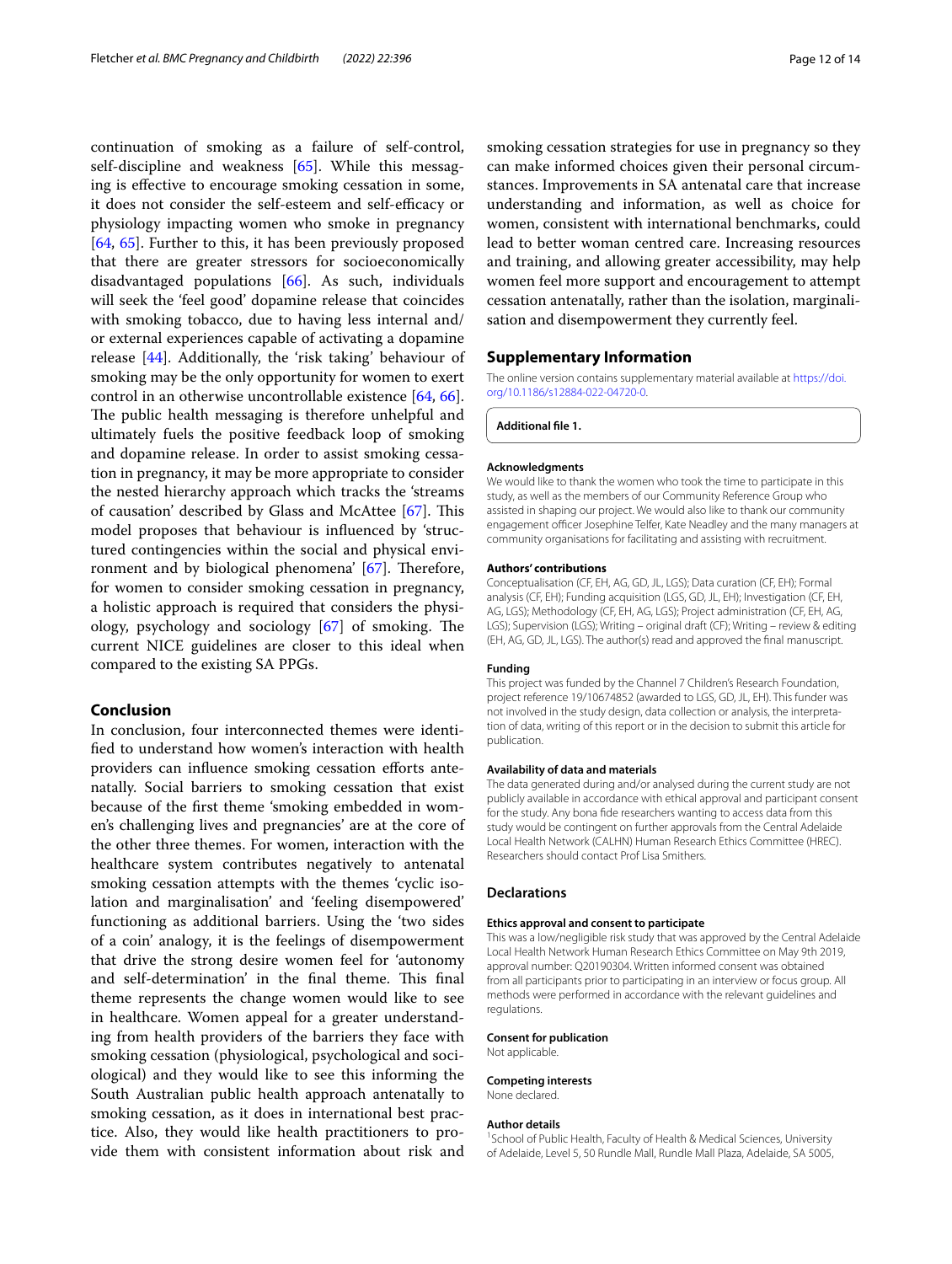continuation of smoking as a failure of self-control, self-discipline and weakness [65]. While this messaging is effective to encourage smoking cessation in some, it does not consider the self-esteem and self-efficacy or physiology impacting women who smoke in pregnancy [64, 65]. Further to this, it has been previously proposed that there are greater stressors for socioeconomically disadvantaged populations [66]. As such, individuals will seek the 'feel good' dopamine release that coincides with smoking tobacco, due to having less internal and/or external experiences capable of activating a dopamine release [44]. Additionally, the 'risk taking' behaviour of smoking may be the only opportunity for women to exert control in an otherwise uncontrollable existence [64, 66]. The public health messaging is therefore unhelpful and ultimately fuels the positive feedback loop of smoking and dopamine release. In order to assist smoking cessation in pregnancy, it may be more appropriate to consider the nested hierarchy approach which tracks the 'streams of causation' described by Glass and McAttee [67]. This model proposes that behaviour is influenced by 'structured contingencies within the social and physical environment and by biological phenomena' [67]. Therefore, for women to consider smoking cessation in pregnancy, a holistic approach is required that considers the physiology, psychology and sociology [67] of smoking. The current NICE guidelines are closer to this ideal when compared to the existing SA PPGs.

## Conclusion

In conclusion, four interconnected themes were identified to understand how women's interaction with health providers can influence smoking cessation efforts antenatally. Social barriers to smoking cessation that exist because of the first theme 'smoking embedded in women's challenging lives and pregnancies' are at the core of the other three themes. For women, interaction with the healthcare system contributes negatively to antenatal smoking cessation attempts with the themes 'cyclic isolation and marginalisation' and 'feeling disempowered' functioning as additional barriers. Using the 'two sides of a coin' analogy, it is the feelings of disempowerment that drive the strong desire women feel for 'autonomy and self-determination' in the final theme. This final theme represents the change women would like to see in healthcare. Women appeal for a greater understanding from health providers of the barriers they face with smoking cessation (physiological, psychological and sociological) and they would like to see this informing the South Australian public health approach antenatally to smoking cessation, as it does in international best practice. Also, they would like health practitioners to provide them with consistent information about risk and smoking cessation strategies for use in pregnancy so they can make informed choices given their personal circumstances. Improvements in SA antenatal care that increase understanding and information, as well as choice for women, consistent with international benchmarks, could lead to better woman centred care. Increasing resources and training, and allowing greater accessibility, may help women feel more support and encouragement to attempt cessation antenatally, rather than the isolation, marginalisation and disempowerment they currently feel.

## Supplementary Information

The online version contains supplementary material available at https://doi.org/10.1186/s12884-022-04720-0.

**Additional file 1.**

#### Acknowledgments

We would like to thank the women who took the time to participate in this study, as well as the members of our Community Reference Group who assisted in shaping our project. We would also like to thank our community engagement officer Josephine Telfer, Kate Neadley and the many managers at community organisations for facilitating and assisting with recruitment.

#### Authors' contributions

Conceptualisation (CF, EH, AG, GD, JL, LGS); Data curation (CF, EH); Formal analysis (CF, EH); Funding acquisition (LGS, GD, JL, EH); Investigation (CF, EH, AG, LGS); Methodology (CF, EH, AG, LGS); Project administration (CF, EH, AG, LGS); Supervision (LGS); Writing – original draft (CF); Writing – review & editing (EH, AG, GD, JL, LGS). The author(s) read and approved the final manuscript.

#### Funding

This project was funded by the Channel 7 Children's Research Foundation, project reference 19/10674852 (awarded to LGS, GD, JL, EH). This funder was not involved in the study design, data collection or analysis, the interpretation of data, writing of this report or in the decision to submit this article for publication.

#### Availability of data and materials

The data generated during and/or analysed during the current study are not publicly available in accordance with ethical approval and participant consent for the study. Any bona fide researchers wanting to access data from this study would be contingent on further approvals from the Central Adelaide Local Health Network (CALHN) Human Research Ethics Committee (HREC). Researchers should contact Prof Lisa Smithers.

### Declarations

#### Ethics approval and consent to participate

This was a low/negligible risk study that was approved by the Central Adelaide Local Health Network Human Research Ethics Committee on May 9th 2019, approval number: Q20190304. Written informed consent was obtained from all participants prior to participating in an interview or focus group. All methods were performed in accordance with the relevant guidelines and regulations.

#### Consent for publication

Not applicable.

#### Competing interests

None declared.

#### Author details

[1]School of Public Health, Faculty of Health & Medical Sciences, University of Adelaide, Level 5, 50 Rundle Mall, Rundle Mall Plaza, Adelaide, SA 5005,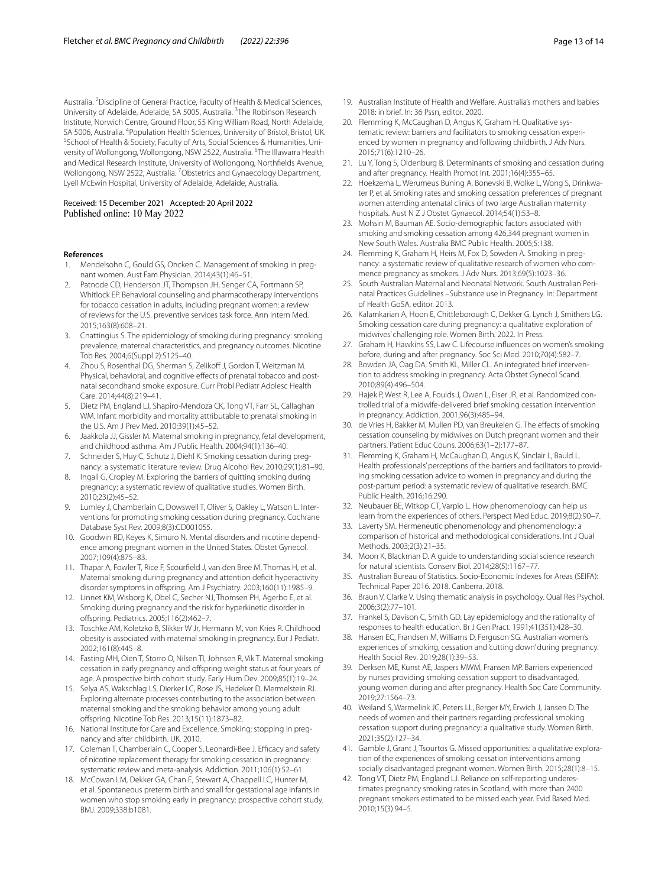Australia. [2]Discipline of General Practice, Faculty of Health & Medical Sciences, University of Adelaide, Adelaide, SA 5005, Australia. [3]The Robinson Research Institute, Norwich Centre, Ground Floor, 55 King William Road, North Adelaide, SA 5006, Australia. [4]Population Health Sciences, University of Bristol, Bristol, UK. [5]School of Health & Society, Faculty of Arts, Social Sciences & Humanities, University of Wollongong, Wollongong, NSW 2522, Australia. [6]The Illawarra Health and Medical Research Institute, University of Wollongong, Northfields Avenue, Wollongong, NSW 2522, Australia. [7]Obstetrics and Gynaecology Department, Lyell McEwin Hospital, University of Adelaide, Adelaide, Australia.

Received: 15 December 2021 Accepted: 20 April 2022
Published online: 10 May 2022

## References

1. Mendelsohn C, Gould GS, Oncken C. Management of smoking in pregnant women. Aust Fam Physician. 2014;43(1):46–51.
2. Patnode CD, Henderson JT, Thompson JH, Senger CA, Fortmann SP, Whitlock EP. Behavioral counseling and pharmacotherapy interventions for tobacco cessation in adults, including pregnant women: a review of reviews for the U.S. preventive services task force. Ann Intern Med. 2015;163(8):608–21.
3. Cnattingius S. The epidemiology of smoking during pregnancy: smoking prevalence, maternal characteristics, and pregnancy outcomes. Nicotine Tob Res. 2004;6(Suppl 2):S125–40.
4. Zhou S, Rosenthal DG, Sherman S, Zelikoff J, Gordon T, Weitzman M. Physical, behavioral, and cognitive effects of prenatal tobacco and postnatal secondhand smoke exposure. Curr Probl Pediatr Adolesc Health Care. 2014;44(8):219–41.
5. Dietz PM, England LJ, Shapiro-Mendoza CK, Tong VT, Farr SL, Callaghan WM. Infant morbidity and mortality attributable to prenatal smoking in the U.S. Am J Prev Med. 2010;39(1):45–52.
6. Jaakkola JJ, Gissler M. Maternal smoking in pregnancy, fetal development, and childhood asthma. Am J Public Health. 2004;94(1):136–40.
7. Schneider S, Huy C, Schutz J, Diehl K. Smoking cessation during pregnancy: a systematic literature review. Drug Alcohol Rev. 2010;29(1):81–90.
8. Ingall G, Cropley M. Exploring the barriers of quitting smoking during pregnancy: a systematic review of qualitative studies. Women Birth. 2010;23(2):45–52.
9. Lumley J, Chamberlain C, Dowswell T, Oliver S, Oakley L, Watson L. Interventions for promoting smoking cessation during pregnancy. Cochrane Database Syst Rev. 2009;8(3):CD001055.
10. Goodwin RD, Keyes K, Simuro N. Mental disorders and nicotine dependence among pregnant women in the United States. Obstet Gynecol. 2007;109(4):875–83.
11. Thapar A, Fowler T, Rice F, Scourfield J, van den Bree M, Thomas H, et al. Maternal smoking during pregnancy and attention deficit hyperactivity disorder symptoms in offspring. Am J Psychiatry. 2003;160(11):1985–9.
12. Linnet KM, Wisborg K, Obel C, Secher NJ, Thomsen PH, Agerbo E, et al. Smoking during pregnancy and the risk for hyperkinetic disorder in offspring. Pediatrics. 2005;116(2):462–7.
13. Toschke AM, Koletzko B, Slikker W Jr, Hermann M, von Kries R. Childhood obesity is associated with maternal smoking in pregnancy. Eur J Pediatr. 2002;161(8):445–8.
14. Fasting MH, Oien T, Storro O, Nilsen TI, Johnsen R, Vik T. Maternal smoking cessation in early pregnancy and offspring weight status at four years of age. A prospective birth cohort study. Early Hum Dev. 2009;85(1):19–24.
15. Selya AS, Wakschlag LS, Dierker LC, Rose JS, Hedeker D, Mermelstein RJ. Exploring alternate processes contributing to the association between maternal smoking and the smoking behavior among young adult offspring. Nicotine Tob Res. 2013;15(11):1873–82.
16. National Institute for Care and Excellence. Smoking: stopping in pregnancy and after childbirth. UK. 2010.
17. Coleman T, Chamberlain C, Cooper S, Leonardi-Bee J. Efficacy and safety of nicotine replacement therapy for smoking cessation in pregnancy: systematic review and meta-analysis. Addiction. 2011;106(1):52–61.
18. McCowan LM, Dekker GA, Chan E, Stewart A, Chappell LC, Hunter M, et al. Spontaneous preterm birth and small for gestational age infants in women who stop smoking early in pregnancy: prospective cohort study. BMJ. 2009;338:b1081.
19. Australian Institute of Health and Welfare. Australia's mothers and babies 2018: in brief. In: 36 Pssn, editor. 2020.
20. Flemming K, McCaughan D, Angus K, Graham H. Qualitative systematic review: barriers and facilitators to smoking cessation experienced by women in pregnancy and following childbirth. J Adv Nurs. 2015;71(6):1210–26.
21. Lu Y, Tong S, Oldenburg B. Determinants of smoking and cessation during and after pregnancy. Health Promot Int. 2001;16(4):355–65.
22. Hoekzema L, Werumeus Buning A, Bonevski B, Wolke L, Wong S, Drinkwater P, et al. Smoking rates and smoking cessation preferences of pregnant women attending antenatal clinics of two large Australian maternity hospitals. Aust N Z J Obstet Gynaecol. 2014;54(1):53–8.
23. Mohsin M, Bauman AE. Socio-demographic factors associated with smoking and smoking cessation among 426,344 pregnant women in New South Wales. Australia BMC Public Health. 2005;5:138.
24. Flemming K, Graham H, Heirs M, Fox D, Sowden A. Smoking in pregnancy: a systematic review of qualitative research of women who commence pregnancy as smokers. J Adv Nurs. 2013;69(5):1023–36.
25. South Australian Maternal and Neonatal Network. South Australian Perinatal Practices Guidelines –Substance use in Pregnancy. In: Department of Health GoSA, editor. 2013.
26. Kalamkarian A, Hoon E, Chittleborough C, Dekker G, Lynch J, Smithers LG. Smoking cessation care during pregnancy: a qualitative exploration of midwives' challenging role. Women Birth. 2022. In Press.
27. Graham H, Hawkins SS, Law C. Lifecourse influences on women's smoking before, during and after pregnancy. Soc Sci Med. 2010;70(4):582–7.
28. Bowden JA, Oag DA, Smith KL, Miller CL. An integrated brief intervention to address smoking in pregnancy. Acta Obstet Gynecol Scand. 2010;89(4):496–504.
29. Hajek P, West R, Lee A, Foulds J, Owen L, Eiser JR, et al. Randomized controlled trial of a midwife-delivered brief smoking cessation intervention in pregnancy. Addiction. 2001;96(3):485–94.
30. de Vries H, Bakker M, Mullen PD, van Breukelen G. The effects of smoking cessation counseling by midwives on Dutch pregnant women and their partners. Patient Educ Couns. 2006;63(1–2):177–87.
31. Flemming K, Graham H, McCaughan D, Angus K, Sinclair L, Bauld L. Health professionals' perceptions of the barriers and facilitators to providing smoking cessation advice to women in pregnancy and during the post-partum period: a systematic review of qualitative research. BMC Public Health. 2016;16:290.
32. Neubauer BE, Witkop CT, Varpio L. How phenomenology can help us learn from the experiences of others. Perspect Med Educ. 2019;8(2):90–7.
33. Laverty SM. Hermeneutic phenomenology and phenomenology: a comparison of historical and methodological considerations. Int J Qual Methods. 2003;2(3):21–35.
34. Moon K, Blackman D. A guide to understanding social science research for natural scientists. Conserv Biol. 2014;28(5):1167–77.
35. Australian Bureau of Statistics. Socio-Economic Indexes for Areas (SEIFA): Technical Paper 2016. 2018. Canberra. 2018.
36. Braun V, Clarke V. Using thematic analysis in psychology. Qual Res Psychol. 2006;3(2):77–101.
37. Frankel S, Davison C, Smith GD. Lay epidemiology and the rationality of responses to health education. Br J Gen Pract. 1991;41(351):428–30.
38. Hansen EC, Frandsen M, Williams D, Ferguson SG. Australian women's experiences of smoking, cessation and 'cutting down' during pregnancy. Health Sociol Rev. 2019;28(1):39–53.
39. Derksen ME, Kunst AE, Jaspers MWM, Fransen MP. Barriers experienced by nurses providing smoking cessation support to disadvantaged, young women during and after pregnancy. Health Soc Care Community. 2019;27:1564–73.
40. Weiland S, Warmelink JC, Peters LL, Berger MY, Erwich J, Jansen D. The needs of women and their partners regarding professional smoking cessation support during pregnancy: a qualitative study. Women Birth. 2021;35(2):127–34.
41. Gamble J, Grant J, Tsourtos G. Missed opportunities: a qualitative exploration of the experiences of smoking cessation interventions among socially disadvantaged pregnant women. Women Birth. 2015;28(1):8–15.
42. Tong VT, Dietz PM, England LJ. Reliance on self-reporting underestimates pregnancy smoking rates in Scotland, with more than 2400 pregnant smokers estimated to be missed each year. Evid Based Med. 2010;15(3):94–5.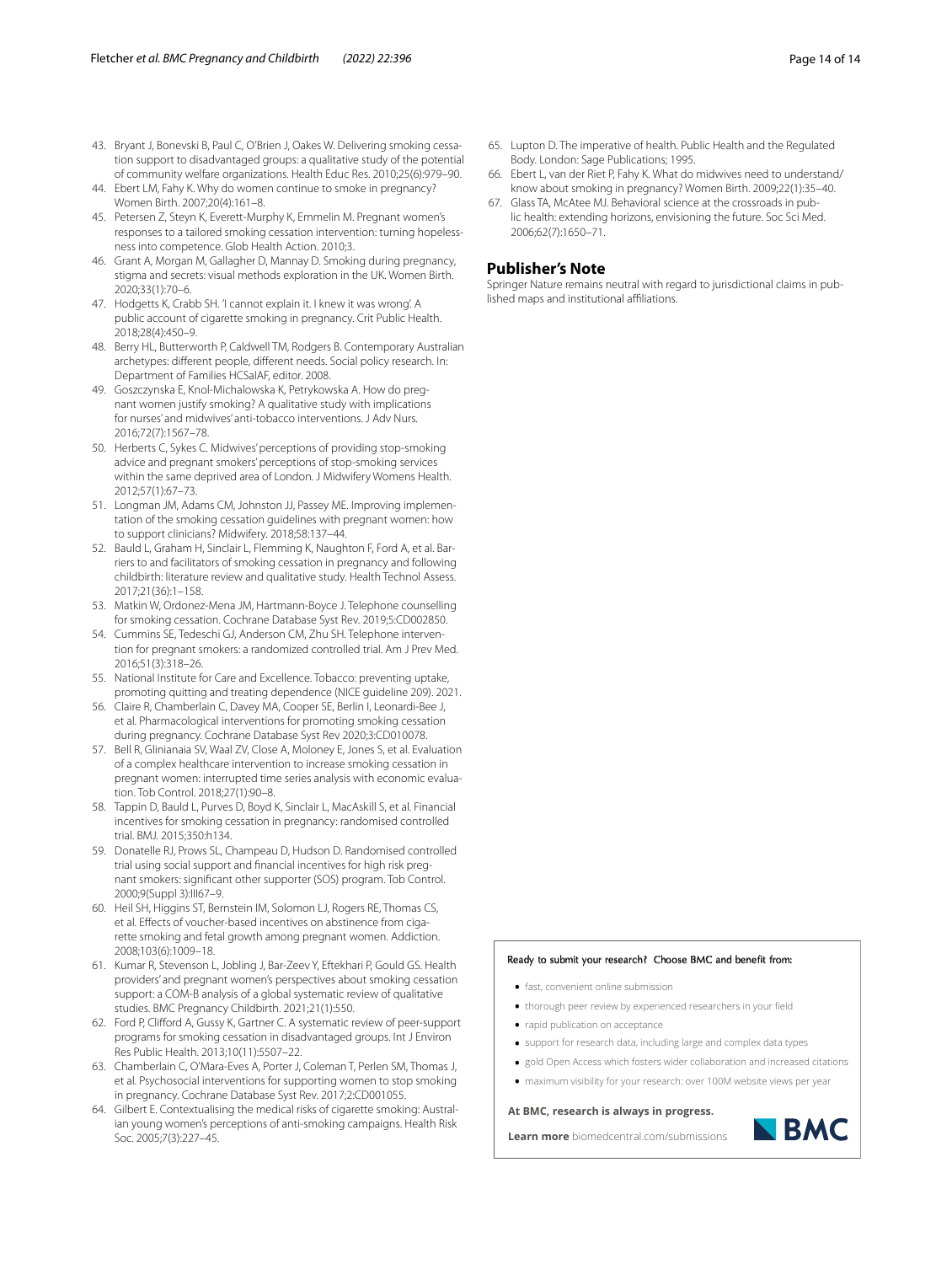43. Bryant J, Bonevski B, Paul C, O'Brien J, Oakes W. Delivering smoking cessation support to disadvantaged groups: a qualitative study of the potential of community welfare organizations. Health Educ Res. 2010;25(6):979–90.
44. Ebert LM, Fahy K. Why do women continue to smoke in pregnancy? Women Birth. 2007;20(4):161–8.
45. Petersen Z, Steyn K, Everett-Murphy K, Emmelin M. Pregnant women's responses to a tailored smoking cessation intervention: turning hopelessness into competence. Glob Health Action. 2010;3.
46. Grant A, Morgan M, Gallagher D, Mannay D. Smoking during pregnancy, stigma and secrets: visual methods exploration in the UK. Women Birth. 2020;33(1):70–6.
47. Hodgetts K, Crabb SH. 'I cannot explain it. I knew it was wrong'. A public account of cigarette smoking in pregnancy. Crit Public Health. 2018;28(4):450–9.
48. Berry HL, Butterworth P, Caldwell TM, Rodgers B. Contemporary Australian archetypes: different people, different needs. Social policy research. In: Department of Families HCSaIAF, editor. 2008.
49. Goszczynska E, Knol-Michalowska K, Petrykowska A. How do pregnant women justify smoking? A qualitative study with implications for nurses' and midwives' anti-tobacco interventions. J Adv Nurs. 2016;72(7):1567–78.
50. Herberts C, Sykes C. Midwives' perceptions of providing stop-smoking advice and pregnant smokers' perceptions of stop-smoking services within the same deprived area of London. J Midwifery Womens Health. 2012;57(1):67–73.
51. Longman JM, Adams CM, Johnston JJ, Passey ME. Improving implementation of the smoking cessation guidelines with pregnant women: how to support clinicians? Midwifery. 2018;58:137–44.
52. Bauld L, Graham H, Sinclair L, Flemming K, Naughton F, Ford A, et al. Barriers to and facilitators of smoking cessation in pregnancy and following childbirth: literature review and qualitative study. Health Technol Assess. 2017;21(36):1–158.
53. Matkin W, Ordonez-Mena JM, Hartmann-Boyce J. Telephone counselling for smoking cessation. Cochrane Database Syst Rev. 2019;5:CD002850.
54. Cummins SE, Tedeschi GJ, Anderson CM, Zhu SH. Telephone intervention for pregnant smokers: a randomized controlled trial. Am J Prev Med. 2016;51(3):318–26.
55. National Institute for Care and Excellence. Tobacco: preventing uptake, promoting quitting and treating dependence (NICE guideline 209). 2021.
56. Claire R, Chamberlain C, Davey MA, Cooper SE, Berlin I, Leonardi-Bee J, et al. Pharmacological interventions for promoting smoking cessation during pregnancy. Cochrane Database Syst Rev 2020;3:CD010078.
57. Bell R, Glinianaia SV, Waal ZV, Close A, Moloney E, Jones S, et al. Evaluation of a complex healthcare intervention to increase smoking cessation in pregnant women: interrupted time series analysis with economic evaluation. Tob Control. 2018;27(1):90–8.
58. Tappin D, Bauld L, Purves D, Boyd K, Sinclair L, MacAskill S, et al. Financial incentives for smoking cessation in pregnancy: randomised controlled trial. BMJ. 2015;350:h134.
59. Donatelle RJ, Prows SL, Champeau D, Hudson D. Randomised controlled trial using social support and financial incentives for high risk pregnant smokers: significant other supporter (SOS) program. Tob Control. 2000;9(Suppl 3):III67–9.
60. Heil SH, Higgins ST, Bernstein IM, Solomon LJ, Rogers RE, Thomas CS, et al. Effects of voucher-based incentives on abstinence from cigarette smoking and fetal growth among pregnant women. Addiction. 2008;103(6):1009–18.
61. Kumar R, Stevenson L, Jobling J, Bar-Zeev Y, Eftekhari P, Gould GS. Health providers' and pregnant women's perspectives about smoking cessation support: a COM-B analysis of a global systematic review of qualitative studies. BMC Pregnancy Childbirth. 2021;21(1):550.
62. Ford P, Clifford A, Gussy K, Gartner C. A systematic review of peer-support programs for smoking cessation in disadvantaged groups. Int J Environ Res Public Health. 2013;10(11):5507–22.
63. Chamberlain C, O'Mara-Eves A, Porter J, Coleman T, Perlen SM, Thomas J, et al. Psychosocial interventions for supporting women to stop smoking in pregnancy. Cochrane Database Syst Rev. 2017;2:CD001055.
64. Gilbert E. Contextualising the medical risks of cigarette smoking: Australian young women's perceptions of anti-smoking campaigns. Health Risk Soc. 2005;7(3):227–45.
65. Lupton D. The imperative of health. Public Health and the Regulated Body. London: Sage Publications; 1995.
66. Ebert L, van der Riet P, Fahy K. What do midwives need to understand/know about smoking in pregnancy? Women Birth. 2009;22(1):35–40.
67. Glass TA, McAtee MJ. Behavioral science at the crossroads in public health: extending horizons, envisioning the future. Soc Sci Med. 2006;62(7):1650–71.

## Publisher's Note

Springer Nature remains neutral with regard to jurisdictional claims in published maps and institutional affiliations.

Ready to submit your research? Choose BMC and benefit from:

- fast, convenient online submission
- thorough peer review by experienced researchers in your field
- rapid publication on acceptance
- support for research data, including large and complex data types
- gold Open Access which fosters wider collaboration and increased citations
- maximum visibility for your research: over 100M website views per year

**At BMC, research is always in progress.**

**Learn more** biomedcentral.com/submissions

BMC